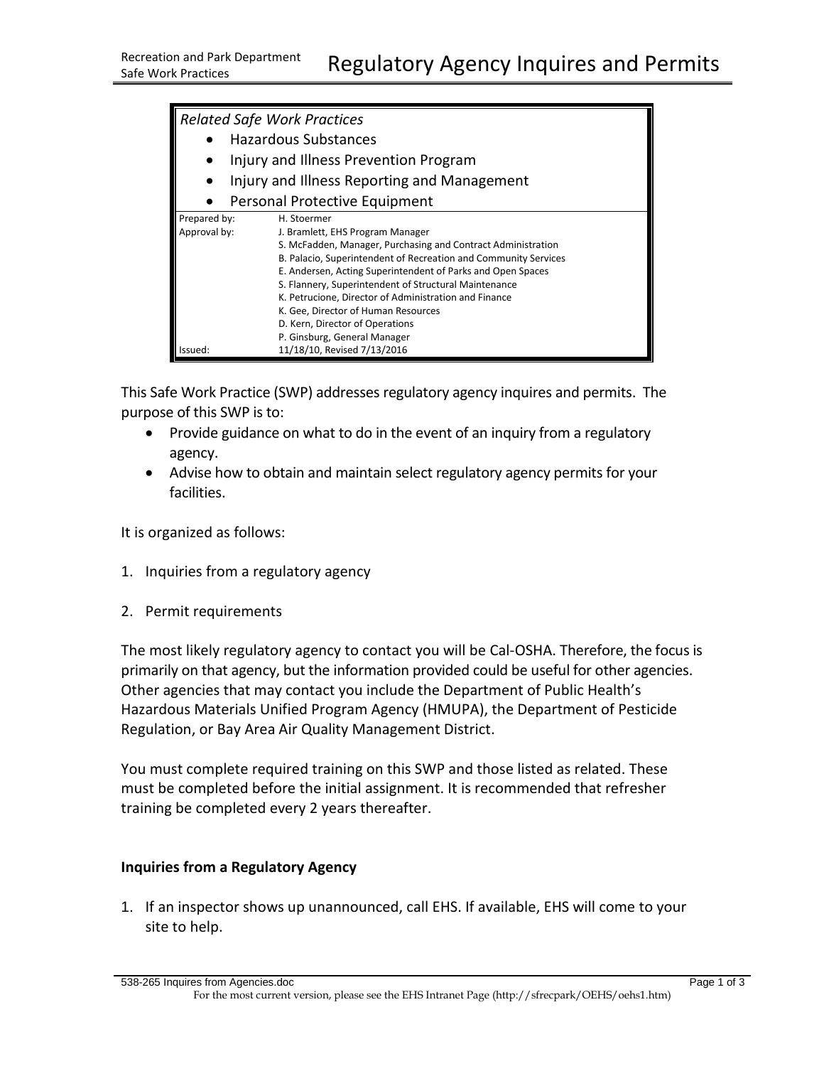# Regulatory Agency Inquires and Permits

Recreation and Park Department
Safe Work Practices

*Related Safe Work Practices*

- Hazardous Substances
- Injury and Illness Prevention Program
- Injury and Illness Reporting and Management
- Personal Protective Equipment

| | |
|---|---|
| Prepared by: | H. Stoermer |
| Approval by: | J. Bramlett, EHS Program Manager |
| | S. McFadden, Manager, Purchasing and Contract Administration |
| | B. Palacio, Superintendent of Recreation and Community Services |
| | E. Andersen, Acting Superintendent of Parks and Open Spaces |
| | S. Flannery, Superintendent of Structural Maintenance |
| | K. Petrucione, Director of Administration and Finance |
| | K. Gee, Director of Human Resources |
| | D. Kern, Director of Operations |
| | P. Ginsburg, General Manager |
| Issued: | 11/18/10, Revised 7/13/2016 |

This Safe Work Practice (SWP) addresses regulatory agency inquires and permits. The purpose of this SWP is to:

- Provide guidance on what to do in the event of an inquiry from a regulatory agency.
- Advise how to obtain and maintain select regulatory agency permits for your facilities.

It is organized as follows:

1. Inquiries from a regulatory agency
2. Permit requirements

The most likely regulatory agency to contact you will be Cal-OSHA. Therefore, the focus is primarily on that agency, but the information provided could be useful for other agencies. Other agencies that may contact you include the Department of Public Health's Hazardous Materials Unified Program Agency (HMUPA), the Department of Pesticide Regulation, or Bay Area Air Quality Management District.

You must complete required training on this SWP and those listed as related. These must be completed before the initial assignment. It is recommended that refresher training be completed every 2 years thereafter.

## Inquiries from a Regulatory Agency

1. If an inspector shows up unannounced, call EHS. If available, EHS will come to your site to help.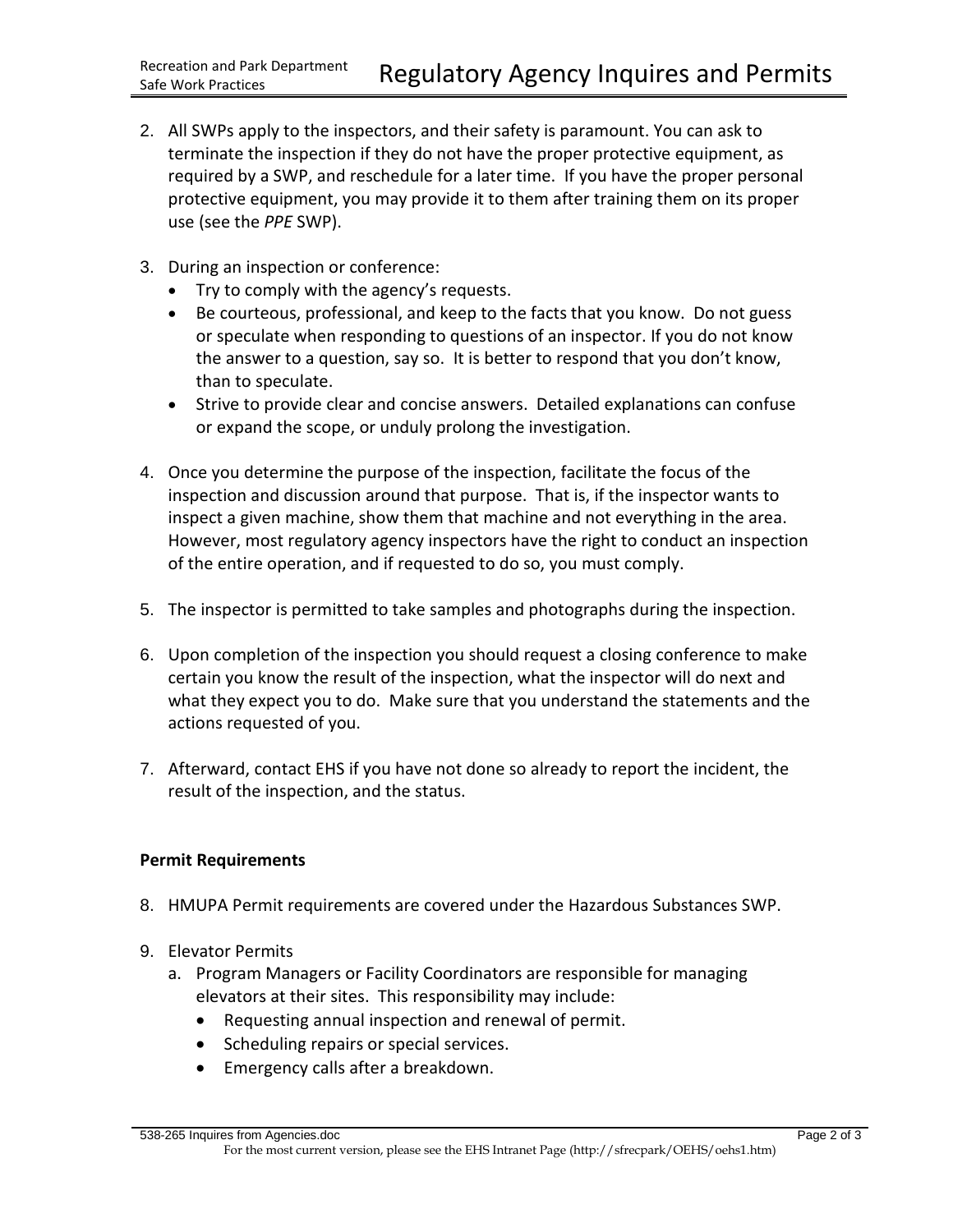2. All SWPs apply to the inspectors, and their safety is paramount. You can ask to terminate the inspection if they do not have the proper protective equipment, as required by a SWP, and reschedule for a later time. If you have the proper personal protective equipment, you may provide it to them after training them on its proper use (see the *PPE* SWP).

3. During an inspection or conference:
   - Try to comply with the agency's requests.
   - Be courteous, professional, and keep to the facts that you know. Do not guess or speculate when responding to questions of an inspector. If you do not know the answer to a question, say so. It is better to respond that you don't know, than to speculate.
   - Strive to provide clear and concise answers. Detailed explanations can confuse or expand the scope, or unduly prolong the investigation.

4. Once you determine the purpose of the inspection, facilitate the focus of the inspection and discussion around that purpose. That is, if the inspector wants to inspect a given machine, show them that machine and not everything in the area. However, most regulatory agency inspectors have the right to conduct an inspection of the entire operation, and if requested to do so, you must comply.

5. The inspector is permitted to take samples and photographs during the inspection.

6. Upon completion of the inspection you should request a closing conference to make certain you know the result of the inspection, what the inspector will do next and what they expect you to do. Make sure that you understand the statements and the actions requested of you.

7. Afterward, contact EHS if you have not done so already to report the incident, the result of the inspection, and the status.

**Permit Requirements**

8. HMUPA Permit requirements are covered under the Hazardous Substances SWP.

9. Elevator Permits
   a. Program Managers or Facility Coordinators are responsible for managing elevators at their sites. This responsibility may include:
      - Requesting annual inspection and renewal of permit.
      - Scheduling repairs or special services.
      - Emergency calls after a breakdown.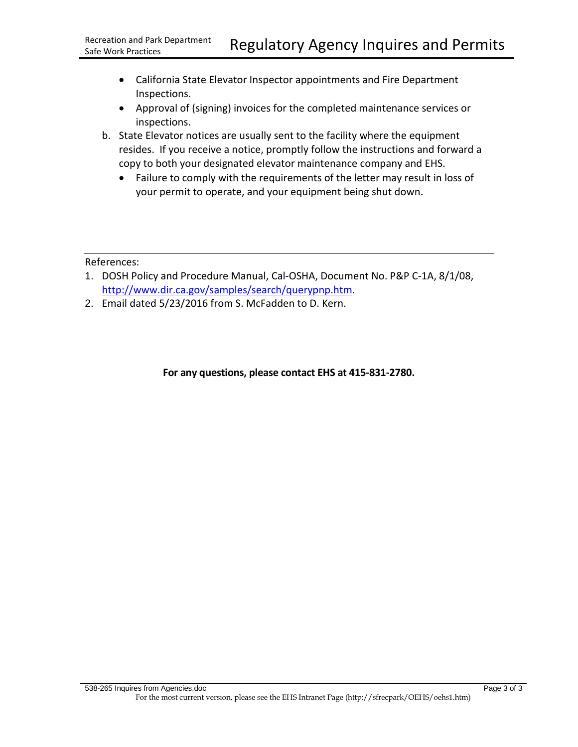- California State Elevator Inspector appointments and Fire Department Inspections.
- Approval of (signing) invoices for the completed maintenance services or inspections.

b. State Elevator notices are usually sent to the facility where the equipment resides. If you receive a notice, promptly follow the instructions and forward a copy to both your designated elevator maintenance company and EHS.

- Failure to comply with the requirements of the letter may result in loss of your permit to operate, and your equipment being shut down.

---

References:

1. DOSH Policy and Procedure Manual, Cal-OSHA, Document No. P&P C-1A, 8/1/08, http://www.dir.ca.gov/samples/search/querypnp.htm.
2. Email dated 5/23/2016 from S. McFadden to D. Kern.

**For any questions, please contact EHS at 415-831-2780.**